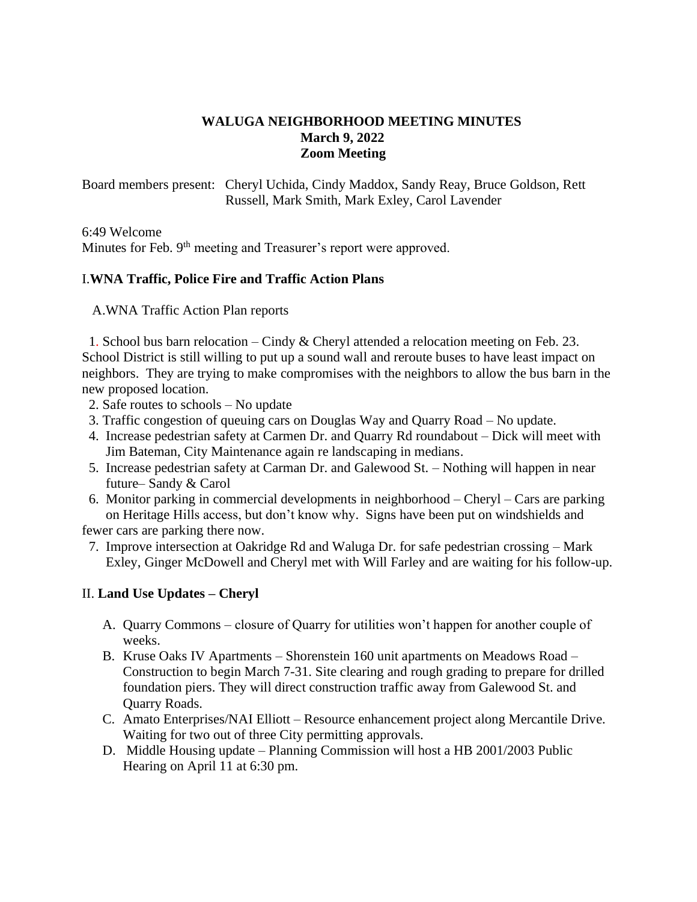# WALUGA NEIGHBORHOOD MEETING MINUTES

**March 9, 2022**

**Zoom Meeting**

Board members present: Cheryl Uchida, Cindy Maddox, Sandy Reay, Bruce Goldson, Rett Russell, Mark Smith, Mark Exley, Carol Lavender

6:49 Welcome

Minutes for Feb. 9th meeting and Treasurer's report were approved.

## I.WNA Traffic, Police Fire and Traffic Action Plans

A.WNA Traffic Action Plan reports

1. School bus barn relocation – Cindy & Cheryl attended a relocation meeting on Feb. 23. School District is still willing to put up a sound wall and reroute buses to have least impact on neighbors. They are trying to make compromises with the neighbors to allow the bus barn in the new proposed location.
2. Safe routes to schools – No update
3. Traffic congestion of queuing cars on Douglas Way and Quarry Road – No update.
4. Increase pedestrian safety at Carmen Dr. and Quarry Rd roundabout – Dick will meet with Jim Bateman, City Maintenance again re landscaping in medians.
5. Increase pedestrian safety at Carman Dr. and Galewood St. – Nothing will happen in near future– Sandy & Carol
6. Monitor parking in commercial developments in neighborhood – Cheryl – Cars are parking on Heritage Hills access, but don't know why. Signs have been put on windshields and fewer cars are parking there now.
7. Improve intersection at Oakridge Rd and Waluga Dr. for safe pedestrian crossing – Mark Exley, Ginger McDowell and Cheryl met with Will Farley and are waiting for his follow-up.

## II. Land Use Updates – Cheryl

A. Quarry Commons – closure of Quarry for utilities won't happen for another couple of weeks.

B. Kruse Oaks IV Apartments – Shorenstein 160 unit apartments on Meadows Road – Construction to begin March 7-31. Site clearing and rough grading to prepare for drilled foundation piers. They will direct construction traffic away from Galewood St. and Quarry Roads.

C. Amato Enterprises/NAI Elliott – Resource enhancement project along Mercantile Drive. Waiting for two out of three City permitting approvals.

D. Middle Housing update – Planning Commission will host a HB 2001/2003 Public Hearing on April 11 at 6:30 pm.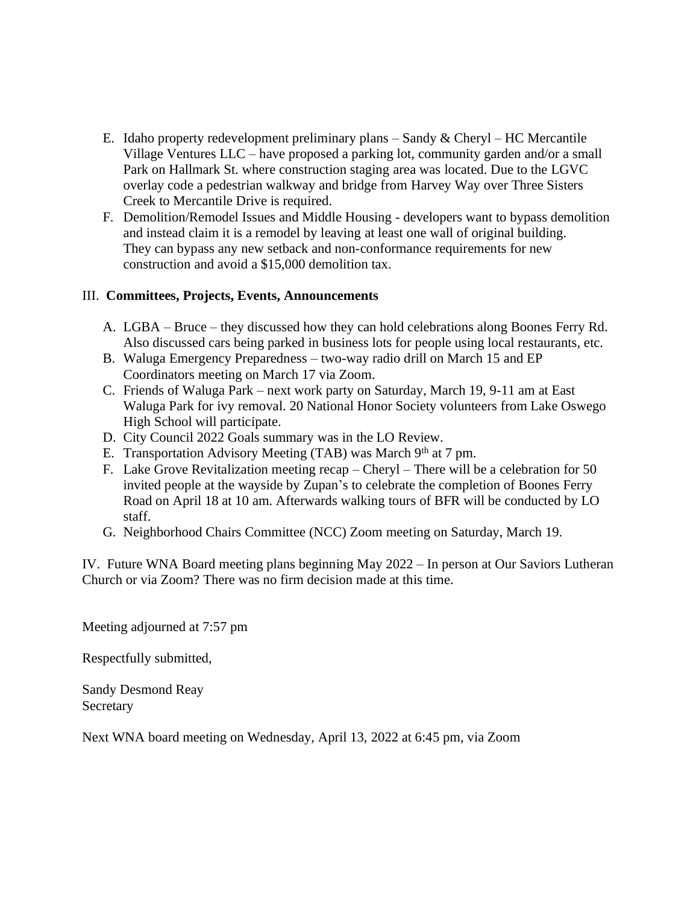E. Idaho property redevelopment preliminary plans – Sandy & Cheryl – HC Mercantile Village Ventures LLC – have proposed a parking lot, community garden and/or a small Park on Hallmark St. where construction staging area was located. Due to the LGVC overlay code a pedestrian walkway and bridge from Harvey Way over Three Sisters Creek to Mercantile Drive is required.

F. Demolition/Remodel Issues and Middle Housing - developers want to bypass demolition and instead claim it is a remodel by leaving at least one wall of original building. They can bypass any new setback and non-conformance requirements for new construction and avoid a $15,000 demolition tax.

III. **Committees, Projects, Events, Announcements**

A. LGBA – Bruce – they discussed how they can hold celebrations along Boones Ferry Rd. Also discussed cars being parked in business lots for people using local restaurants, etc.

B. Waluga Emergency Preparedness – two-way radio drill on March 15 and EP Coordinators meeting on March 17 via Zoom.

C. Friends of Waluga Park – next work party on Saturday, March 19, 9-11 am at East Waluga Park for ivy removal. 20 National Honor Society volunteers from Lake Oswego High School will participate.

D. City Council 2022 Goals summary was in the LO Review.

E. Transportation Advisory Meeting (TAB) was March 9th at 7 pm.

F. Lake Grove Revitalization meeting recap – Cheryl – There will be a celebration for 50 invited people at the wayside by Zupan's to celebrate the completion of Boones Ferry Road on April 18 at 10 am. Afterwards walking tours of BFR will be conducted by LO staff.

G. Neighborhood Chairs Committee (NCC) Zoom meeting on Saturday, March 19.

IV. Future WNA Board meeting plans beginning May 2022 – In person at Our Saviors Lutheran Church or via Zoom? There was no firm decision made at this time.

Meeting adjourned at 7:57 pm

Respectfully submitted,

Sandy Desmond Reay
Secretary

Next WNA board meeting on Wednesday, April 13, 2022 at 6:45 pm, via Zoom